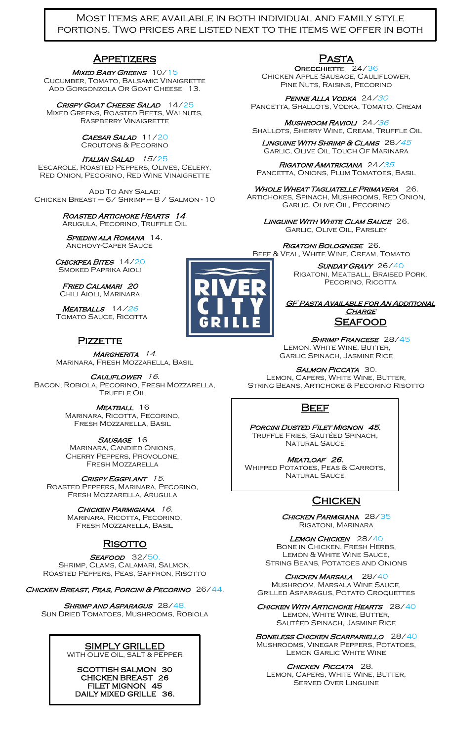Most Items are available in both individual and family style portions. Two prices are listed next to the items we offer in both

## Appetizers

***Mixed Baby Greens*** 10/15
Cucumber, Tomato, Balsamic Vinaigrette
Add Gorgonzola Or Goat Cheese 13.

***Crispy Goat Cheese Salad*** 14/25
Mixed Greens, Roasted Beets, Walnuts, Raspberry Vinaigrette

***Caesar Salad*** 11/20
Croutons & Pecorino

***Italian Salad*** 15/25
Escarole, Roasted Peppers, Olives, Celery, Red Onion, Pecorino, Red Wine Vinaigrette

Add To Any Salad:
Chicken Breast – 6/ Shrimp – 8 / Salmon - 10

***Roasted Artichoke Hearts*** **14.**
Arugula, Pecorino, Truffle Oil

***Spiedini ala Romana*** 14.
Anchovy-Caper Sauce

***Chickpea Bites*** 14/20
Smoked Paprika Aioli

***Fried Calamari*** **20**
Chili Aioli, Marinara

***Meatballs*** 14/26
Tomato Sauce, Ricotta

## Pizzette

***Margherita*** 14.
Marinara, Fresh Mozzarella, Basil

***Cauliflower*** 16.
Bacon, Robiola, Pecorino, Fresh Mozzarella, Truffle Oil

***Meatball*** 16
Marinara, Ricotta, Pecorino, Fresh Mozzarella, Basil

***Sausage*** 16
Marinara, Candied Onions, Cherry Peppers, Provolone, Fresh Mozzarella

***Crispy Eggplant*** 15.
Roasted Peppers, Marinara, Pecorino, Fresh Mozzarella, Arugula

***Chicken Parmigiana*** 16.
Marinara, Ricotta, Pecorino, Fresh Mozzarella, Basil

## Risotto

***Seafood*** 32/50.
Shrimp, Clams, Calamari, Salmon, Roasted Peppers, Peas, Saffron, Risotto

***Chicken Breast, Peas, Porcini & Pecorino*** 26/44.

***Shrimp and Asparagus*** 28/48.
Sun Dried Tomatoes, Mushrooms, Robiola

### SIMPLY GRILLED
WITH OLIVE OIL, SALT & PEPPER

**SCOTTISH SALMON 30**
**CHICKEN BREAST 26**
**FILET MIGNON 45**
**DAILY MIXED GRILLE 36.**

## Pasta

***Orecchiette*** 24/36
Chicken Apple Sausage, Cauliflower, Pine Nuts, Raisins, Pecorino

***Penne Alla Vodka*** 24/30
Pancetta, Shallots, Vodka, Tomato, Cream

***Mushroom Ravioli*** 24/36
Shallots, Sherry Wine, Cream, Truffle Oil

***Linguine With Shrimp & Clams*** 28/45
Garlic, Olive Oil Touch Of Marinara

***Rigatoni Amatriciana*** 24/35
Pancetta, Onions, Plum Tomatoes, Basil

***Whole Wheat Tagliatelle Primavera*** 26.
Artichokes, Spinach, Mushrooms, Red Onion, Garlic, Olive Oil, Pecorino

***Linguine With White Clam Sauce*** 26.
Garlic, Olive Oil, Parsley

***Rigatoni Bolognese*** 26.
Beef & Veal, White Wine, Cream, Tomato

***Sunday Gravy*** 26/40
Rigatoni, Meatball, Braised Pork, Pecorino, Ricotta

***GF Pasta Available for An Additional Charge***

## Seafood

***Shrimp Francese*** 28/45
Lemon, White Wine, Butter, Garlic Spinach, Jasmine Rice

***Salmon Piccata*** 30.
Lemon, Capers, White Wine, Butter, String Beans, Artichoke & Pecorino Risotto

## Beef

***Porcini Dusted Filet Mignon*** **45.**
Truffle Fries, Sautéed Spinach, Natural Sauce

***Meatloaf*** **26.**
Whipped Potatoes, Peas & Carrots, Natural Sauce

## Chicken

***Chicken Parmigiana*** 28/35
Rigatoni, Marinara

***Lemon Chicken*** 28/40
Bone in Chicken, Fresh Herbs, Lemon & White Wine Sauce, String Beans, Potatoes and Onions

***Chicken Marsala*** 28/40
Mushroom, Marsala Wine Sauce, Grilled Asparagus, Potato Croquettes

***Chicken With Artichoke Hearts*** 28/40
Lemon, White Wine, Butter, Sautéed Spinach, Jasmine Rice

***Boneless Chicken Scarpariello*** 28/40
Mushrooms, Vinegar Peppers, Potatoes, Lemon Garlic White Wine

***Chicken Piccata*** 28.
Lemon, Capers, White Wine, Butter, Served Over Linguine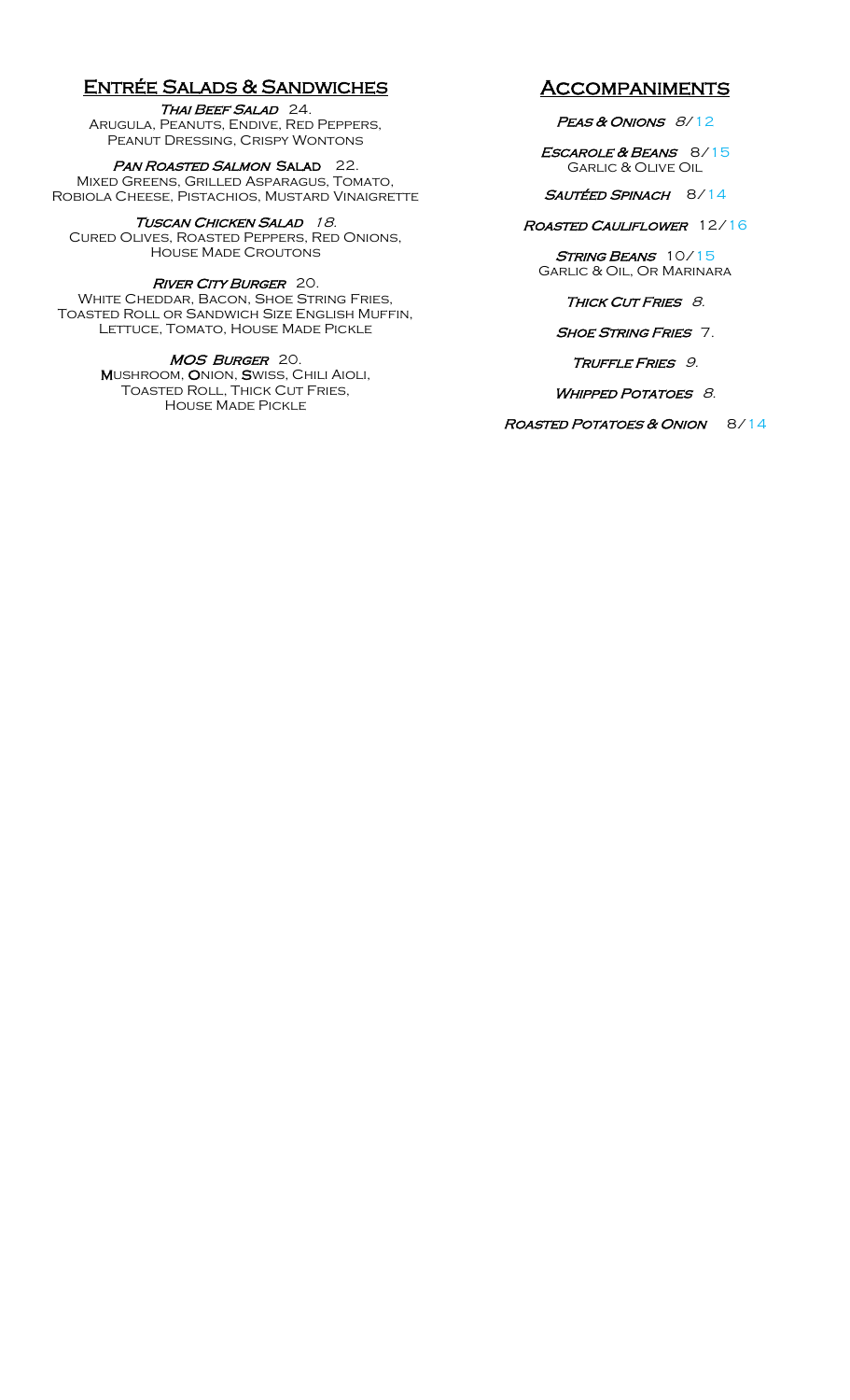## Entrée Salads & Sandwiches

***Thai Beef Salad*** 24.
Arugula, Peanuts, Endive, Red Peppers, Peanut Dressing, Crispy Wontons

***Pan Roasted Salmon* Salad** 22.
Mixed Greens, Grilled Asparagus, Tomato, Robiola Cheese, Pistachios, Mustard Vinaigrette

***Tuscan Chicken Salad*** *18.*
Cured Olives, Roasted Peppers, Red Onions, House Made Croutons

***River City Burger*** 20.
White Cheddar, Bacon, Shoe String Fries, Toasted Roll or Sandwich Size English Muffin, Lettuce, Tomato, House Made Pickle

***MOS Burger*** 20.
**M**ushroom, **O**nion, **S**wiss, Chili Aioli, Toasted Roll, Thick Cut Fries, House Made Pickle

## Accompaniments

***Peas & Onions*** *8/*12

***Escarole & Beans*** 8/15
Garlic & Olive Oil

***Sautéed Spinach*** 8/14

***Roasted Cauliflower*** 12/16

***String Beans*** 10/15
Garlic & Oil, Or Marinara

***Thick Cut Fries*** *8.*

***Shoe String Fries*** 7.

***Truffle Fries*** *9.*

***Whipped Potatoes*** *8.*

***Roasted Potatoes & Onion*** 8/14